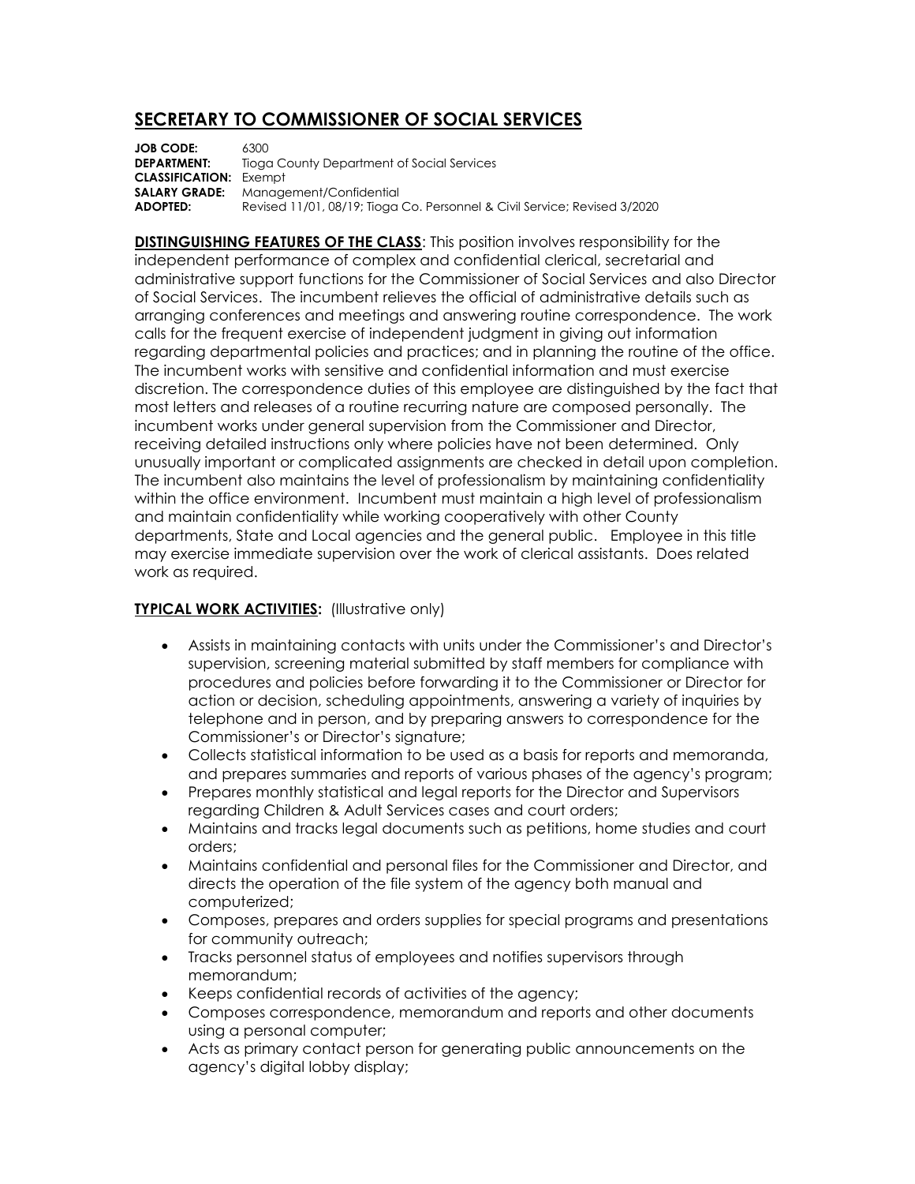# SECRETARY TO COMMISSIONER OF SOCIAL SERVICES

**JOB CODE:** 6300
**DEPARTMENT:** Tioga County Department of Social Services
**CLASSIFICATION:** Exempt
**SALARY GRADE:** Management/Confidential
**ADOPTED:** Revised 11/01, 08/19; Tioga Co. Personnel & Civil Service; Revised 3/2020

**DISTINGUISHING FEATURES OF THE CLASS**: This position involves responsibility for the independent performance of complex and confidential clerical, secretarial and administrative support functions for the Commissioner of Social Services and also Director of Social Services. The incumbent relieves the official of administrative details such as arranging conferences and meetings and answering routine correspondence. The work calls for the frequent exercise of independent judgment in giving out information regarding departmental policies and practices; and in planning the routine of the office. The incumbent works with sensitive and confidential information and must exercise discretion. The correspondence duties of this employee are distinguished by the fact that most letters and releases of a routine recurring nature are composed personally. The incumbent works under general supervision from the Commissioner and Director, receiving detailed instructions only where policies have not been determined. Only unusually important or complicated assignments are checked in detail upon completion. The incumbent also maintains the level of professionalism by maintaining confidentiality within the office environment. Incumbent must maintain a high level of professionalism and maintain confidentiality while working cooperatively with other County departments, State and Local agencies and the general public. Employee in this title may exercise immediate supervision over the work of clerical assistants. Does related work as required.

**TYPICAL WORK ACTIVITIES:** (Illustrative only)

- Assists in maintaining contacts with units under the Commissioner's and Director's supervision, screening material submitted by staff members for compliance with procedures and policies before forwarding it to the Commissioner or Director for action or decision, scheduling appointments, answering a variety of inquiries by telephone and in person, and by preparing answers to correspondence for the Commissioner's or Director's signature;
- Collects statistical information to be used as a basis for reports and memoranda, and prepares summaries and reports of various phases of the agency's program;
- Prepares monthly statistical and legal reports for the Director and Supervisors regarding Children & Adult Services cases and court orders;
- Maintains and tracks legal documents such as petitions, home studies and court orders;
- Maintains confidential and personal files for the Commissioner and Director, and directs the operation of the file system of the agency both manual and computerized;
- Composes, prepares and orders supplies for special programs and presentations for community outreach;
- Tracks personnel status of employees and notifies supervisors through memorandum;
- Keeps confidential records of activities of the agency;
- Composes correspondence, memorandum and reports and other documents using a personal computer;
- Acts as primary contact person for generating public announcements on the agency's digital lobby display;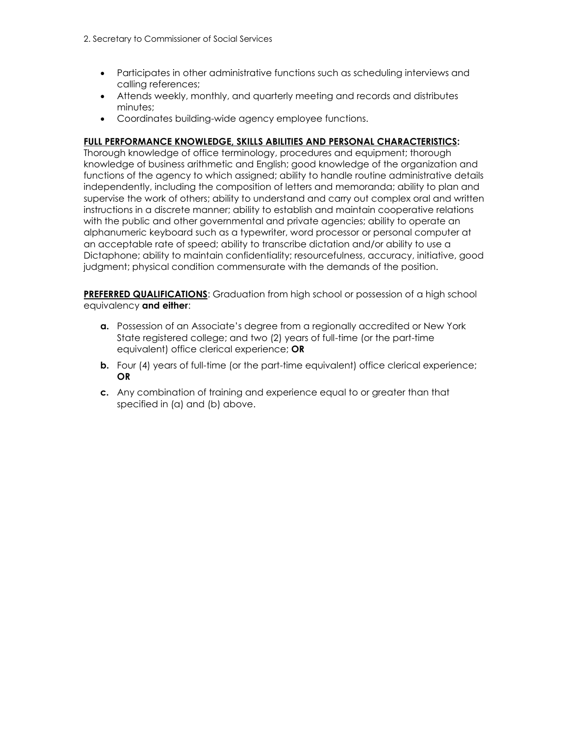- Participates in other administrative functions such as scheduling interviews and calling references;
- Attends weekly, monthly, and quarterly meeting and records and distributes minutes;
- Coordinates building-wide agency employee functions.

**FULL PERFORMANCE KNOWLEDGE, SKILLS ABILITIES AND PERSONAL CHARACTERISTICS:**
Thorough knowledge of office terminology, procedures and equipment; thorough knowledge of business arithmetic and English; good knowledge of the organization and functions of the agency to which assigned; ability to handle routine administrative details independently, including the composition of letters and memoranda; ability to plan and supervise the work of others; ability to understand and carry out complex oral and written instructions in a discrete manner; ability to establish and maintain cooperative relations with the public and other governmental and private agencies; ability to operate an alphanumeric keyboard such as a typewriter, word processor or personal computer at an acceptable rate of speed; ability to transcribe dictation and/or ability to use a Dictaphone; ability to maintain confidentiality; resourcefulness, accuracy, initiative, good judgment; physical condition commensurate with the demands of the position.

**PREFERRED QUALIFICATIONS**: Graduation from high school or possession of a high school equivalency **and either**:

**a.** Possession of an Associate's degree from a regionally accredited or New York State registered college; and two (2) years of full-time (or the part-time equivalent) office clerical experience; **OR**

**b.** Four (4) years of full-time (or the part-time equivalent) office clerical experience; **OR**

**c.** Any combination of training and experience equal to or greater than that specified in (a) and (b) above.